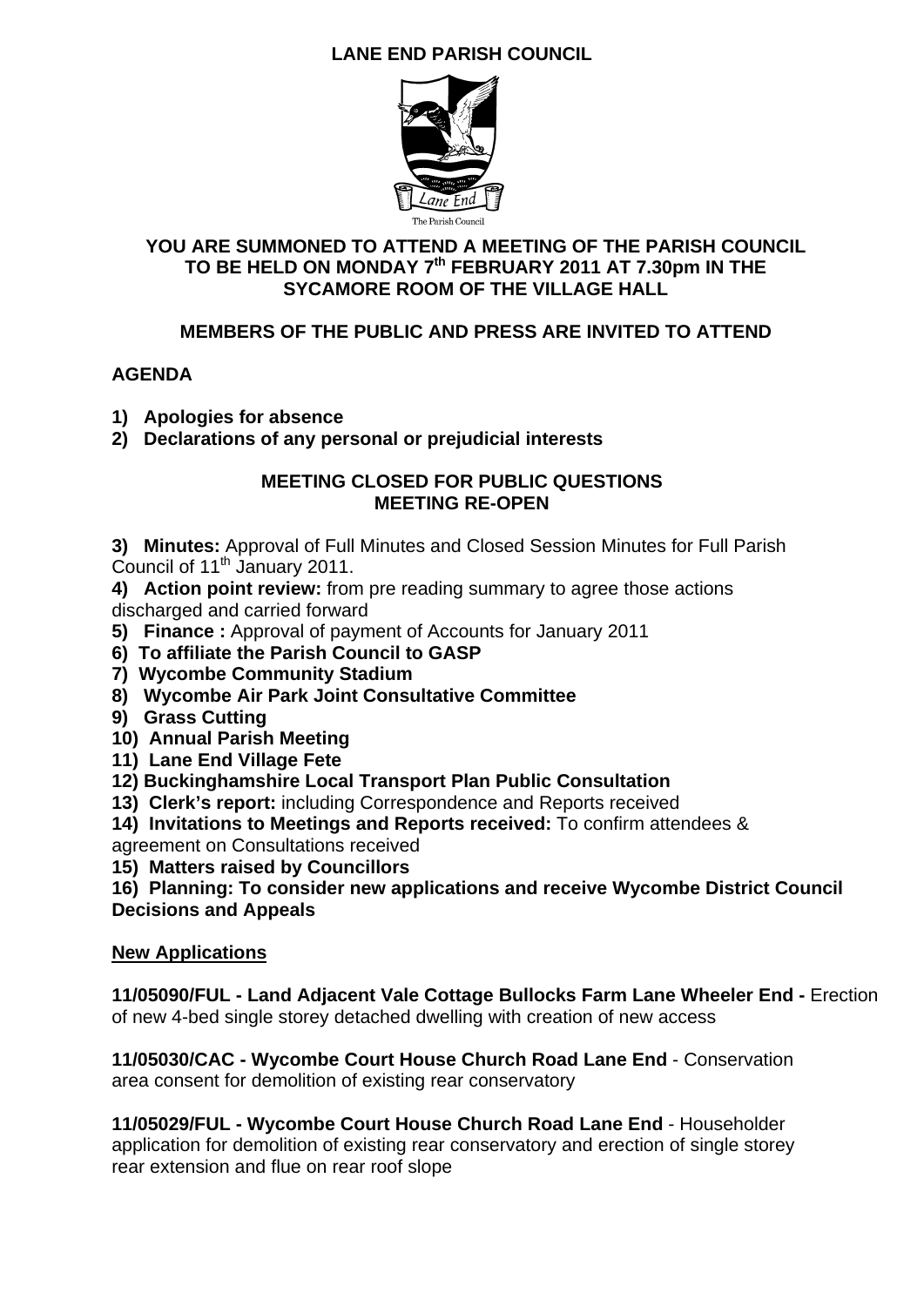# LANE END PARISH COUNCIL

The Parish Council

## YOU ARE SUMMONED TO ATTEND A MEETING OF THE PARISH COUNCIL TO BE HELD ON MONDAY 7th FEBRUARY 2011 AT 7.30pm IN THE SYCAMORE ROOM OF THE VILLAGE HALL

**MEMBERS OF THE PUBLIC AND PRESS ARE INVITED TO ATTEND**

**AGENDA**

1) **Apologies for absence**
2) **Declarations of any personal or prejudicial interests**

**MEETING CLOSED FOR PUBLIC QUESTIONS**
**MEETING RE-OPEN**

3) **Minutes:** Approval of Full Minutes and Closed Session Minutes for Full Parish Council of 11th January 2011.
4) **Action point review:** from pre reading summary to agree those actions discharged and carried forward
5) **Finance :** Approval of payment of Accounts for January 2011
6) **To affiliate the Parish Council to GASP**
7) **Wycombe Community Stadium**
8) **Wycombe Air Park Joint Consultative Committee**
9) **Grass Cutting**
10) **Annual Parish Meeting**
11) **Lane End Village Fete**
12) **Buckinghamshire Local Transport Plan Public Consultation**
13) **Clerk's report:** including Correspondence and Reports received
14) **Invitations to Meetings and Reports received:** To confirm attendees & agreement on Consultations received
15) **Matters raised by Councillors**
16) **Planning: To consider new applications and receive Wycombe District Council Decisions and Appeals**

**New Applications**

**11/05090/FUL - Land Adjacent Vale Cottage Bullocks Farm Lane Wheeler End -** Erection of new 4-bed single storey detached dwelling with creation of new access

**11/05030/CAC - Wycombe Court House Church Road Lane End** - Conservation area consent for demolition of existing rear conservatory

**11/05029/FUL - Wycombe Court House Church Road Lane End** - Householder application for demolition of existing rear conservatory and erection of single storey rear extension and flue on rear roof slope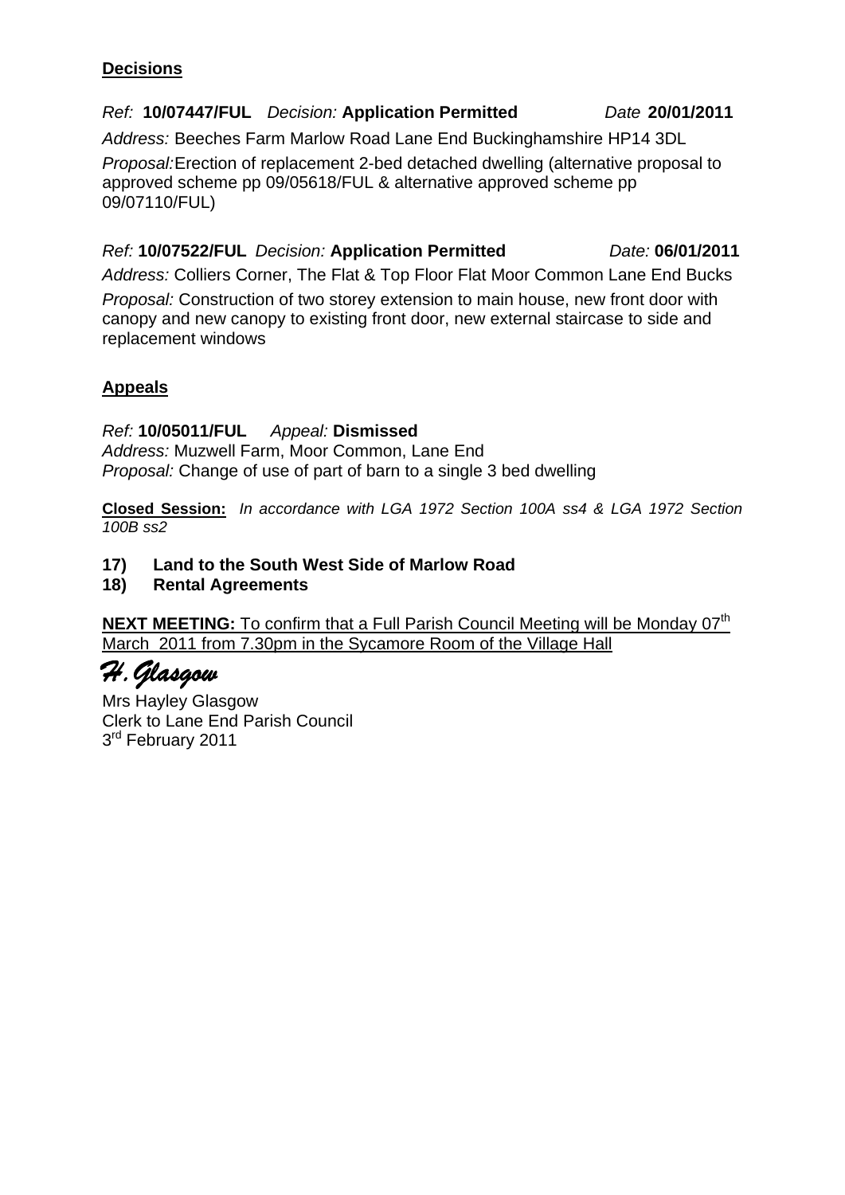**Decisions**

*Ref:* **10/07447/FUL** *Decision:* **Application Permitted** *Date* **20/01/2011**

*Address:* Beeches Farm Marlow Road Lane End Buckinghamshire HP14 3DL

*Proposal:* Erection of replacement 2-bed detached dwelling (alternative proposal to approved scheme pp 09/05618/FUL & alternative approved scheme pp 09/07110/FUL)

*Ref:* **10/07522/FUL** *Decision:* **Application Permitted** *Date:* **06/01/2011**

*Address:* Colliers Corner, The Flat & Top Floor Flat Moor Common Lane End Bucks

*Proposal:* Construction of two storey extension to main house, new front door with canopy and new canopy to existing front door, new external staircase to side and replacement windows

**Appeals**

*Ref:* **10/05011/FUL** *Appeal:* **Dismissed**
*Address:* Muzwell Farm, Moor Common, Lane End
*Proposal:* Change of use of part of barn to a single 3 bed dwelling

**Closed Session:** *In accordance with LGA 1972 Section 100A ss4 & LGA 1972 Section 100B ss2*

**17) Land to the South West Side of Marlow Road**
**18) Rental Agreements**

**NEXT MEETING:** To confirm that a Full Parish Council Meeting will be Monday 07th March 2011 from 7.30pm in the Sycamore Room of the Village Hall

*H. Glasgow*

Mrs Hayley Glasgow
Clerk to Lane End Parish Council
3rd February 2011